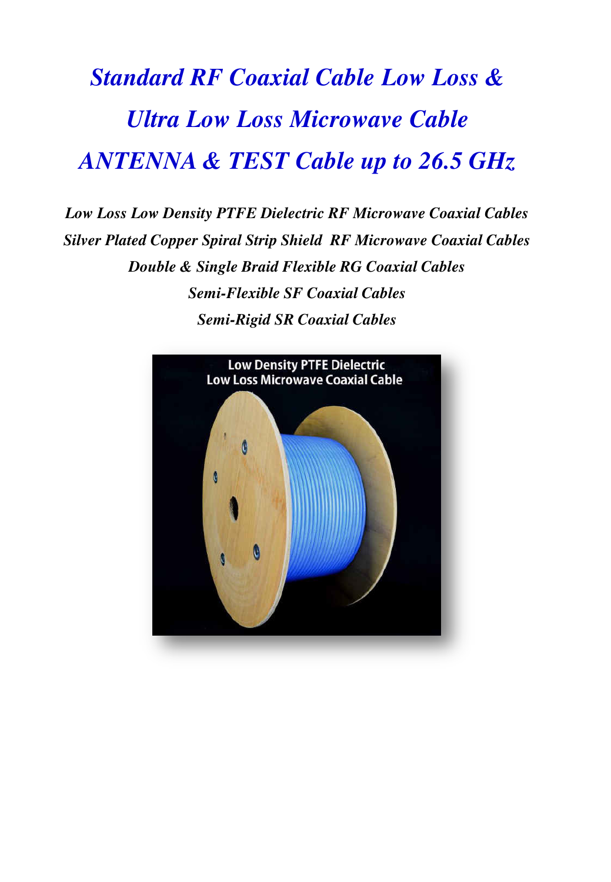# *Standard RF Coaxial Cable Low Loss & Ultra Low Loss Microwave Cable ANTENNA & TEST Cable up to 26.5 GHz*

***Low Loss Low Density PTFE Dielectric RF Microwave Coaxial Cables***

***Silver Plated Copper Spiral Strip Shield RF Microwave Coaxial Cables***

***Double & Single Braid Flexible RG Coaxial Cables***

***Semi-Flexible SF Coaxial Cables***

***Semi-Rigid SR Coaxial Cables***

Low Density PTFE Dielectric
Low Loss Microwave Coaxial Cable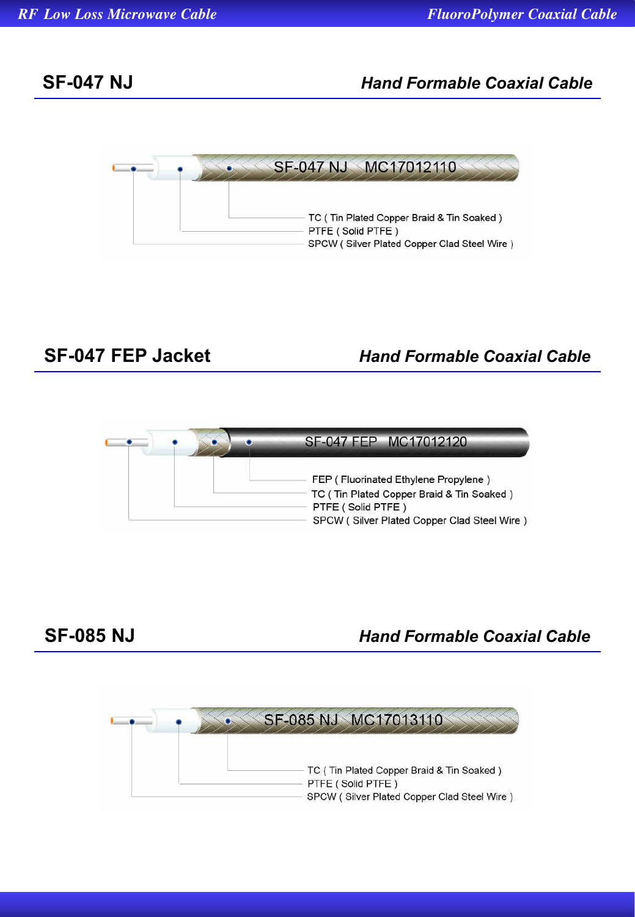## SF-047 NJ

*Hand Formable Coaxial Cable*

SF-047 NJ MC17012110

- TC ( Tin Plated Copper Braid & Tin Soaked )
- PTFE ( Solid PTFE )
- SPCW ( Silver Plated Copper Clad Steel Wire )

## SF-047 FEP Jacket

*Hand Formable Coaxial Cable*

SF-047 FEP MC17012120

- FEP ( Fluorinated Ethylene Propylene )
- TC ( Tin Plated Copper Braid & Tin Soaked )
- PTFE ( Solid PTFE )
- SPCW ( Silver Plated Copper Clad Steel Wire )

## SF-085 NJ

*Hand Formable Coaxial Cable*

SF-085 NJ MC17013110

- TC ( Tin Plated Copper Braid & Tin Soaked )
- PTFE ( Solid PTFE )
- SPCW ( Silver Plated Copper Clad Steel Wire )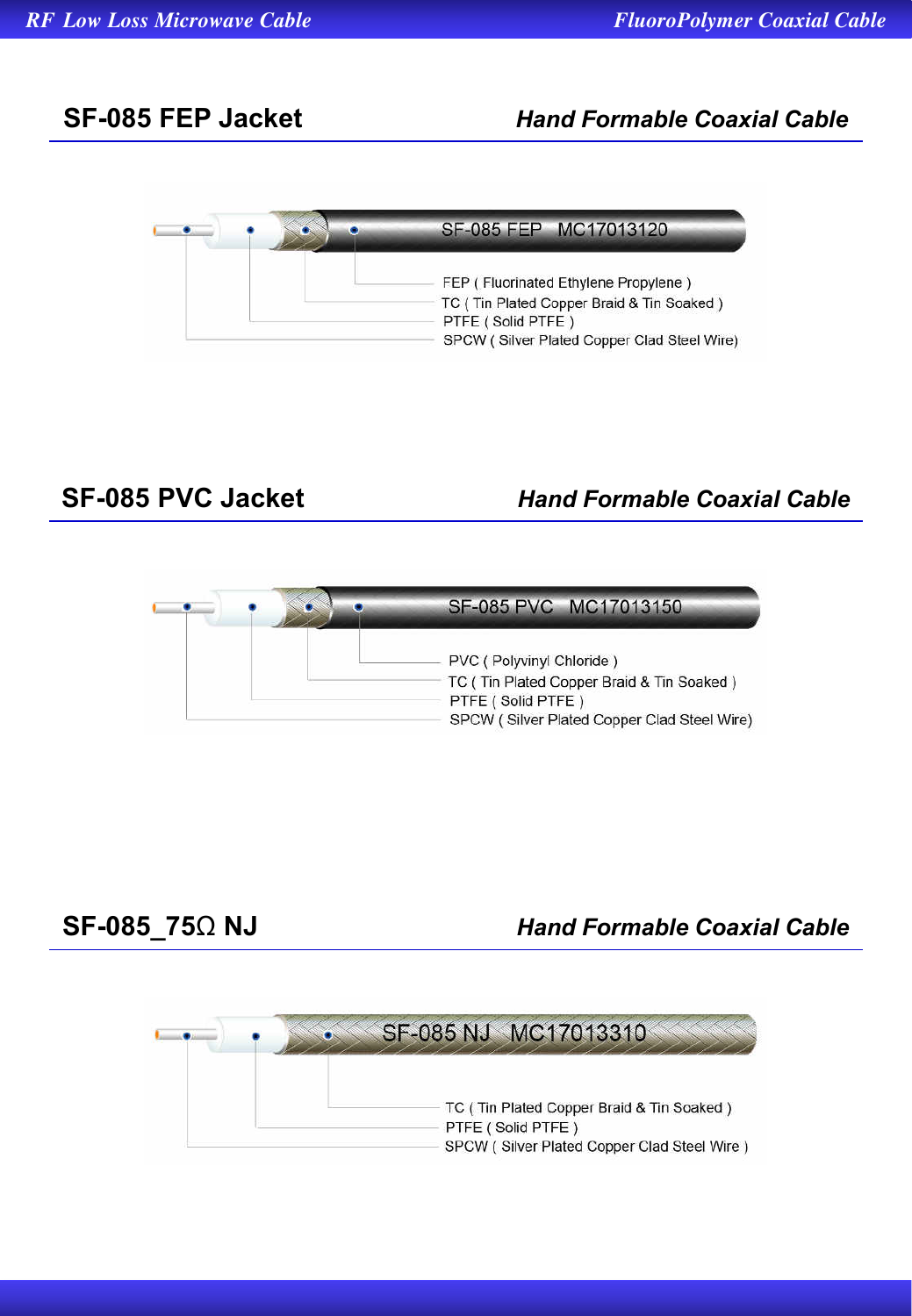## SF-085 FEP Jacket

***Hand Formable Coaxial Cable***

SF-085 FEP MC17013120

- FEP ( Fluorinated Ethylene Propylene )
- TC ( Tin Plated Copper Braid & Tin Soaked )
- PTFE ( Solid PTFE )
- SPCW ( Silver Plated Copper Clad Steel Wire)

## SF-085 PVC Jacket

***Hand Formable Coaxial Cable***

SF-085 PVC MC17013150

- PVC ( Polyvinyl Chloride )
- TC ( Tin Plated Copper Braid & Tin Soaked )
- PTFE ( Solid PTFE )
- SPCW ( Silver Plated Copper Clad Steel Wire)

## SF-085_75Ω NJ

***Hand Formable Coaxial Cable***

SF-085 NJ MC17013310

- TC ( Tin Plated Copper Braid & Tin Soaked )
- PTFE ( Solid PTFE )
- SPCW ( Silver Plated Copper Clad Steel Wire )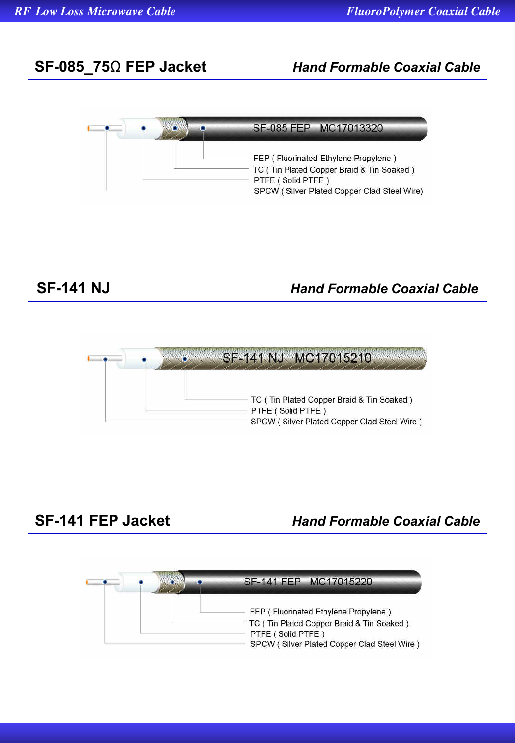## SF-085_75Ω FEP Jacket

***Hand Formable Coaxial Cable***

SF-085 FEP MC17013320

- FEP ( Fluorinated Ethylene Propylene )
- TC ( Tin Plated Copper Braid & Tin Soaked )
- PTFE ( Solid PTFE )
- SPCW ( Silver Plated Copper Clad Steel Wire)

## SF-141 NJ

***Hand Formable Coaxial Cable***

SF-141 NJ MC17015210

- TC ( Tin Plated Copper Braid & Tin Soaked )
- PTFE ( Solid PTFE )
- SPCW ( Silver Plated Copper Clad Steel Wire )

## SF-141 FEP Jacket

***Hand Formable Coaxial Cable***

SF-141 FEP MC17015220

- FEP ( Fluorinated Ethylene Propylene )
- TC ( Tin Plated Copper Braid & Tin Soaked )
- PTFE ( Solid PTFE )
- SPCW ( Silver Plated Copper Clad Steel Wire )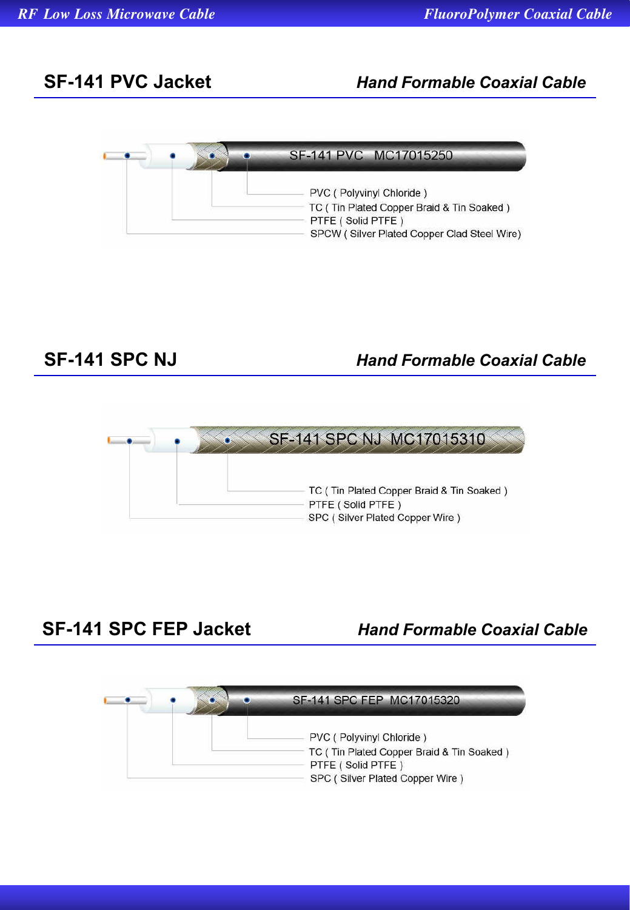## SF-141 PVC Jacket
***Hand Formable Coaxial Cable***

SF-141 PVC MC17015250

PVC ( Polyvinyl Chloride )
TC ( Tin Plated Copper Braid & Tin Soaked )
PTFE ( Solid PTFE )
SPCW ( Silver Plated Copper Clad Steel Wire)

## SF-141 SPC NJ
***Hand Formable Coaxial Cable***

SF-141 SPC NJ MC17015310

TC ( Tin Plated Copper Braid & Tin Soaked )
PTFE ( Solid PTFE )
SPC ( Silver Plated Copper Wire )

## SF-141 SPC FEP Jacket
***Hand Formable Coaxial Cable***

SF-141 SPC FEP MC17015320

PVC ( Polyvinyl Chloride )
TC ( Tin Plated Copper Braid & Tin Soaked )
PTFE ( Solid PTFE )
SPC ( Silver Plated Copper Wire )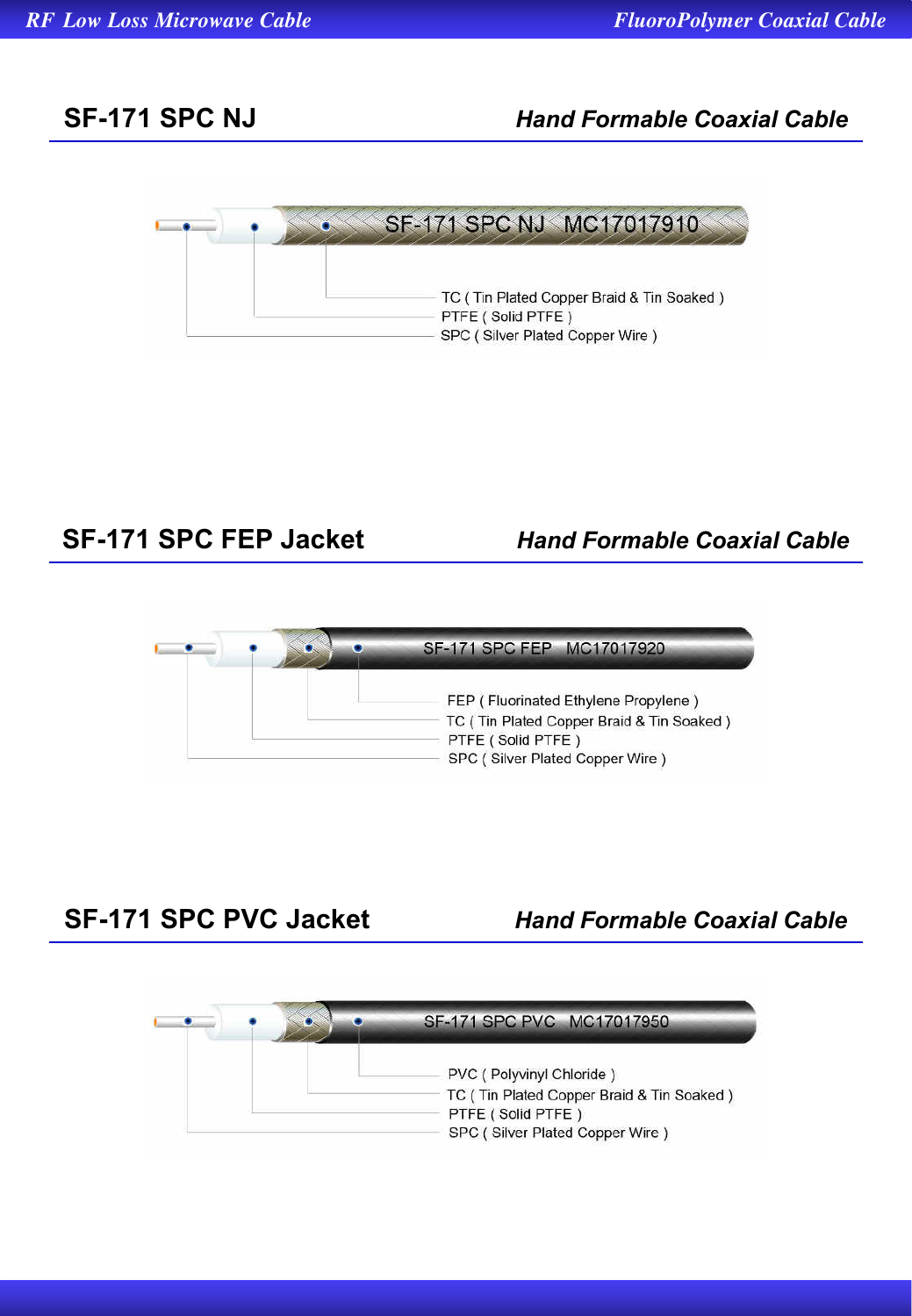## SF-171 SPC NJ

***Hand Formable Coaxial Cable***

SF-171 SPC NJ MC17017910

TC ( Tin Plated Copper Braid & Tin Soaked )
PTFE ( Solid PTFE )
SPC ( Silver Plated Copper Wire )

## SF-171 SPC FEP Jacket

***Hand Formable Coaxial Cable***

SF-171 SPC FEP MC17017920

FEP ( Fluorinated Ethylene Propylene )
TC ( Tin Plated Copper Braid & Tin Soaked )
PTFE ( Solid PTFE )
SPC ( Silver Plated Copper Wire )

## SF-171 SPC PVC Jacket

***Hand Formable Coaxial Cable***

SF-171 SPC PVC MC17017950

PVC ( Polyvinyl Chloride )
TC ( Tin Plated Copper Braid & Tin Soaked )
PTFE ( Solid PTFE )
SPC ( Silver Plated Copper Wire )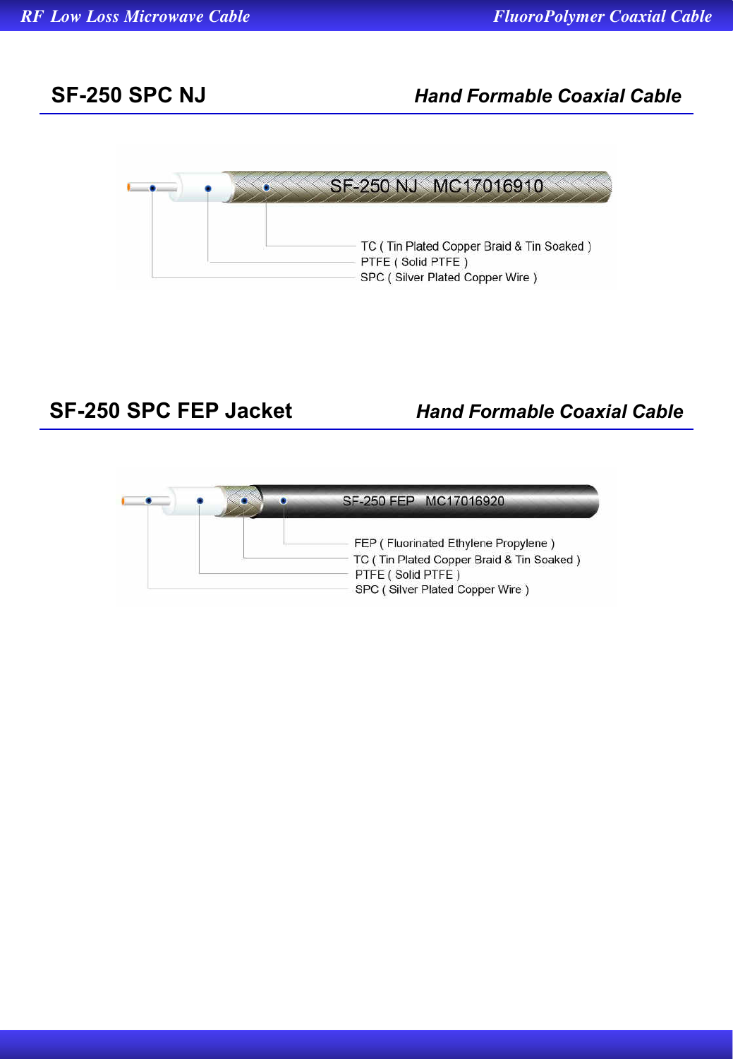## SF-250 SPC NJ

***Hand Formable Coaxial Cable***

SF-250 NJ MC17016910

TC ( Tin Plated Copper Braid & Tin Soaked )
PTFE ( Solid PTFE )
SPC ( Silver Plated Copper Wire )

## SF-250 SPC FEP Jacket

***Hand Formable Coaxial Cable***

SF-250 FEP MC17016920

FEP ( Fluorinated Ethylene Propylene )
TC ( Tin Plated Copper Braid & Tin Soaked )
PTFE ( Solid PTFE )
SPC ( Silver Plated Copper Wire )